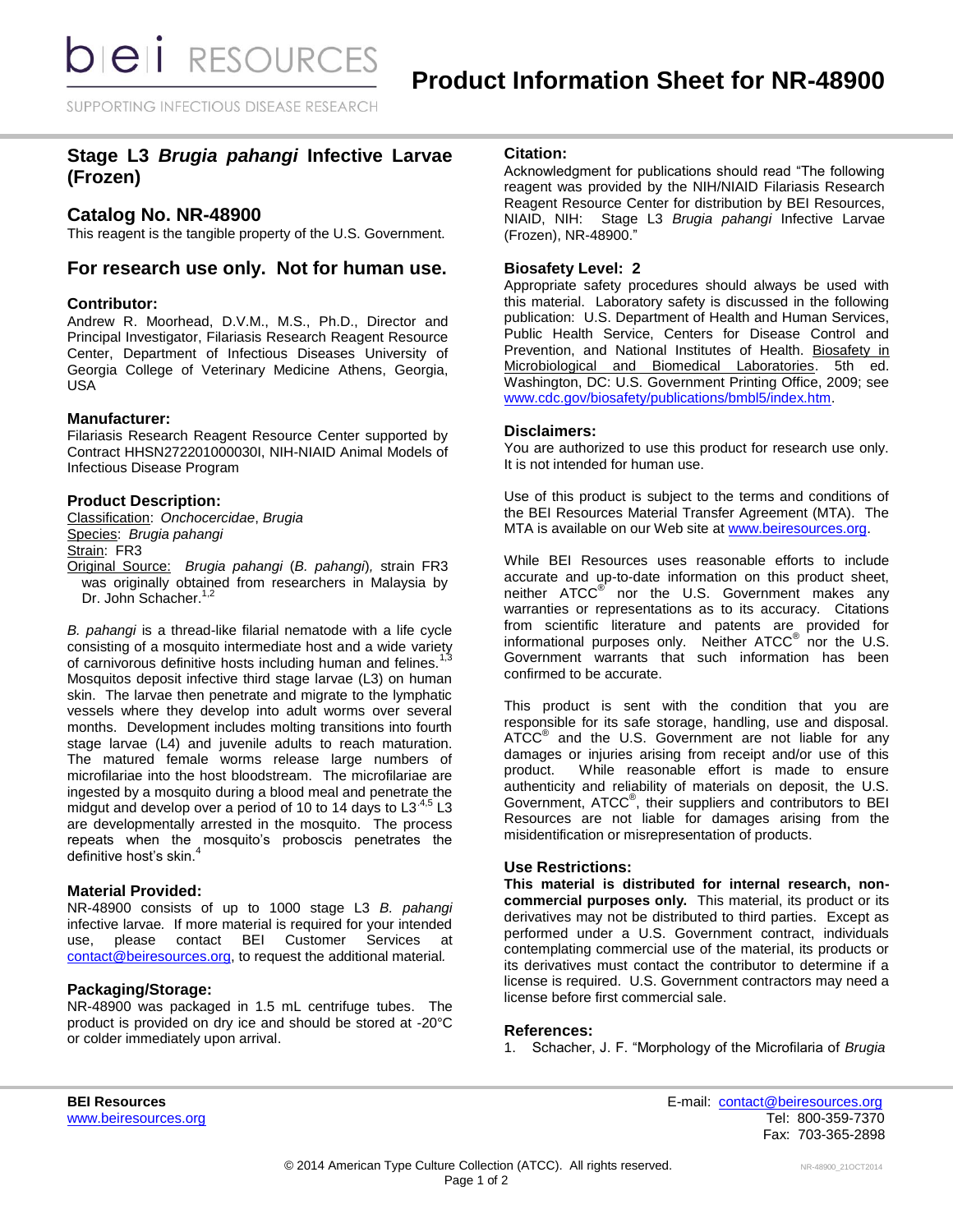# Product Information Sheet for NR-48900

## Stage L3 *Brugia pahangi* Infective Larvae (Frozen)

## Catalog No. NR-48900

This reagent is the tangible property of the U.S. Government.

## For research use only. Not for human use.

### Contributor:

Andrew R. Moorhead, D.V.M., M.S., Ph.D., Director and Principal Investigator, Filariasis Research Reagent Resource Center, Department of Infectious Diseases University of Georgia College of Veterinary Medicine Athens, Georgia, USA

### Manufacturer:

Filariasis Research Reagent Resource Center supported by Contract HHSN272201000030I, NIH-NIAID Animal Models of Infectious Disease Program

### Product Description:

Classification: *Onchocercidae*, *Brugia*
Species: *Brugia pahangi*
Strain: FR3
Original Source: *Brugia pahangi* (*B. pahangi*), strain FR3 was originally obtained from researchers in Malaysia by Dr. John Schacher.[1,2]

*B. pahangi* is a thread-like filarial nematode with a life cycle consisting of a mosquito intermediate host and a wide variety of carnivorous definitive hosts including human and felines.[1,3] Mosquitos deposit infective third stage larvae (L3) on human skin. The larvae then penetrate and migrate to the lymphatic vessels where they develop into adult worms over several months. Development includes molting transitions into fourth stage larvae (L4) and juvenile adults to reach maturation. The matured female worms release large numbers of microfilariae into the host bloodstream. The microfilariae are ingested by a mosquito during a blood meal and penetrate the midgut and develop over a period of 10 to 14 days to L3.[4,5] L3 are developmentally arrested in the mosquito. The process repeats when the mosquito's proboscis penetrates the definitive host's skin.[4]

### Material Provided:

NR-48900 consists of up to 1000 stage L3 *B. pahangi* infective larvae. If more material is required for your intended use, please contact BEI Customer Services at contact@beiresources.org, to request the additional material.

### Packaging/Storage:

NR-48900 was packaged in 1.5 mL centrifuge tubes. The product is provided on dry ice and should be stored at -20°C or colder immediately upon arrival.

### Citation:

Acknowledgment for publications should read "The following reagent was provided by the NIH/NIAID Filariasis Research Reagent Resource Center for distribution by BEI Resources, NIAID, NIH: Stage L3 *Brugia pahangi* Infective Larvae (Frozen), NR-48900."

### Biosafety Level: 2

Appropriate safety procedures should always be used with this material. Laboratory safety is discussed in the following publication: U.S. Department of Health and Human Services, Public Health Service, Centers for Disease Control and Prevention, and National Institutes of Health. Biosafety in Microbiological and Biomedical Laboratories. 5th ed. Washington, DC: U.S. Government Printing Office, 2009; see www.cdc.gov/biosafety/publications/bmbl5/index.htm.

### Disclaimers:

You are authorized to use this product for research use only. It is not intended for human use.

Use of this product is subject to the terms and conditions of the BEI Resources Material Transfer Agreement (MTA). The MTA is available on our Web site at www.beiresources.org.

While BEI Resources uses reasonable efforts to include accurate and up-to-date information on this product sheet, neither ATCC® nor the U.S. Government makes any warranties or representations as to its accuracy. Citations from scientific literature and patents are provided for informational purposes only. Neither ATCC® nor the U.S. Government warrants that such information has been confirmed to be accurate.

This product is sent with the condition that you are responsible for its safe storage, handling, use and disposal. ATCC® and the U.S. Government are not liable for any damages or injuries arising from receipt and/or use of this product. While reasonable effort is made to ensure authenticity and reliability of materials on deposit, the U.S. Government, ATCC®, their suppliers and contributors to BEI Resources are not liable for damages arising from the misidentification or misrepresentation of products.

### Use Restrictions:

**This material is distributed for internal research, non-commercial purposes only.** This material, its product or its derivatives may not be distributed to third parties. Except as performed under a U.S. Government contract, individuals contemplating commercial use of the material, its products or its derivatives must contact the contributor to determine if a license is required. U.S. Government contractors may need a license before first commercial sale.

### References:

1. Schacher, J. F. "Morphology of the Microfilaria of *Brugia*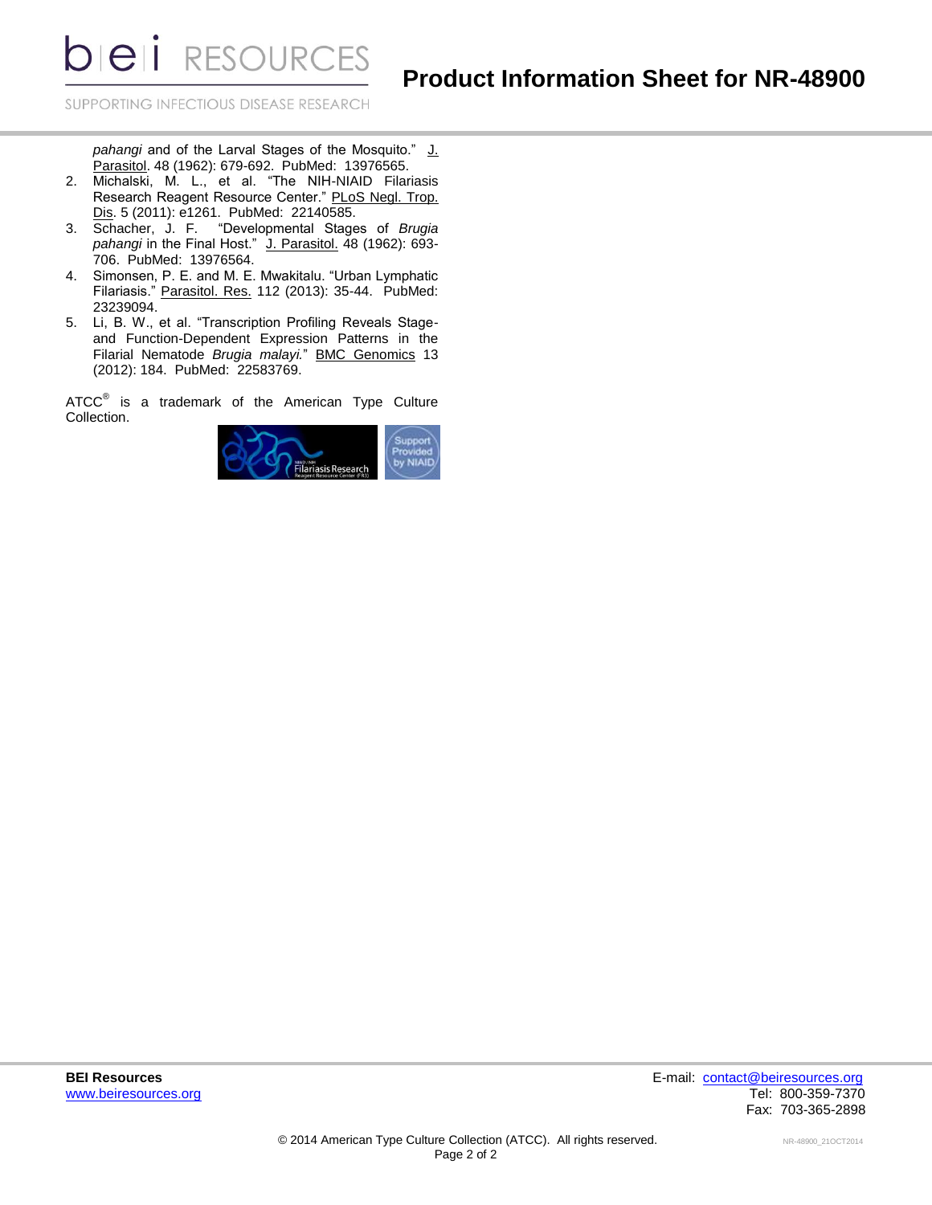*pahangi* and of the Larval Stages of the Mosquito." J. Parasitol. 48 (1962): 679-692. PubMed: 13976565.

2. Michalski, M. L., et al. "The NIH-NIAID Filariasis Research Reagent Resource Center." PLoS Negl. Trop. Dis. 5 (2011): e1261. PubMed: 22140585.
3. Schacher, J. F. "Developmental Stages of *Brugia pahangi* in the Final Host." J. Parasitol. 48 (1962): 693-706. PubMed: 13976564.
4. Simonsen, P. E. and M. E. Mwakitalu. "Urban Lymphatic Filariasis." Parasitol. Res. 112 (2013): 35-44. PubMed: 23239094.
5. Li, B. W., et al. "Transcription Profiling Reveals Stage- and Function-Dependent Expression Patterns in the Filarial Nematode *Brugia malayi.*" BMC Genomics 13 (2012): 184. PubMed: 22583769.

ATCC® is a trademark of the American Type Culture Collection.

**BEI Resources**
www.beiresources.org

E-mail: contact@beiresources.org
Tel: 800-359-7370
Fax: 703-365-2898

© 2014 American Type Culture Collection (ATCC). All rights reserved.